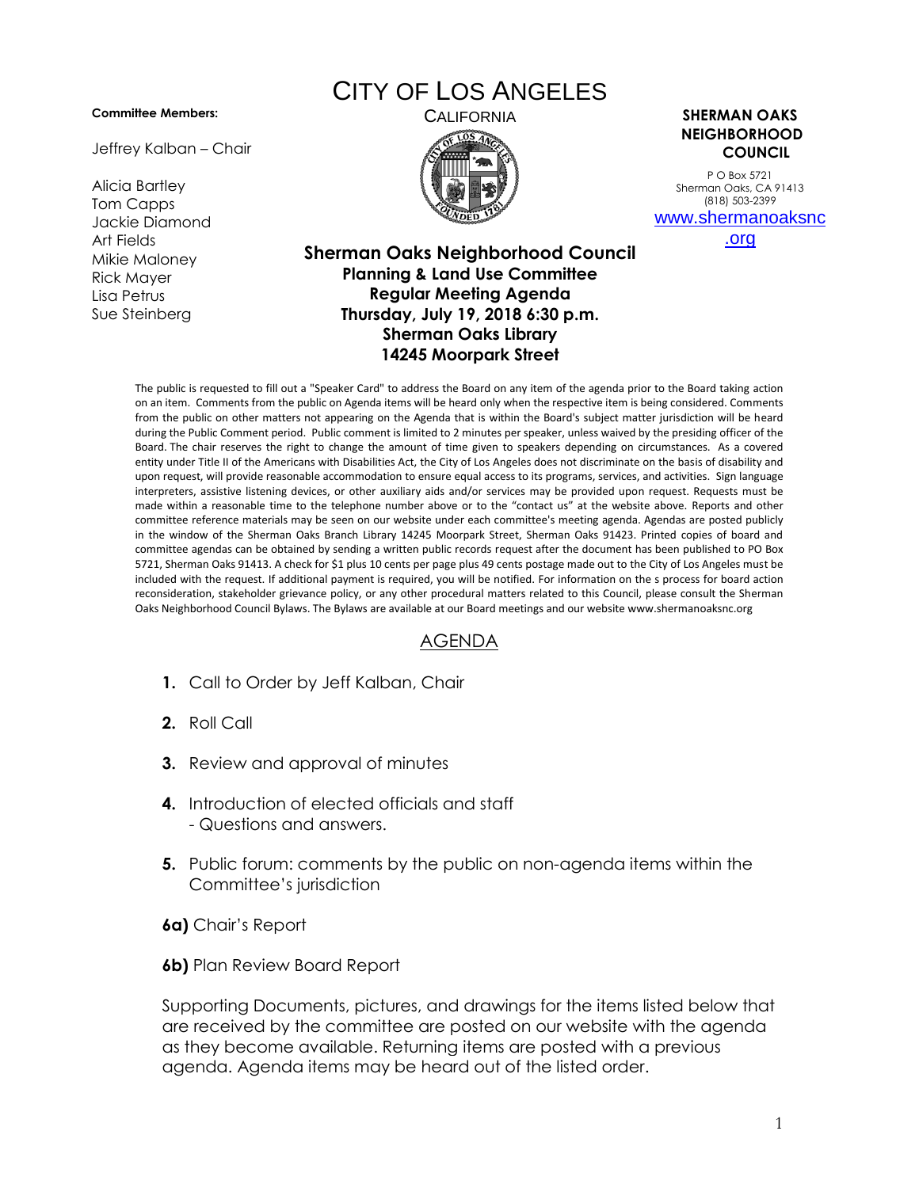**Committee Members:**

Jeffrey Kalban – Chair

Alicia Bartley
Tom Capps
Jackie Diamond
Art Fields
Mikie Maloney
Rick Mayer
Lisa Petrus
Sue Steinberg

# CITY OF LOS ANGELES

CALIFORNIA

**SHERMAN OAKS NEIGHBORHOOD COUNCIL**

P O Box 5721
Sherman Oaks, CA 91413
(818) 503-2399
www.shermanoaksnc.org

## Sherman Oaks Neighborhood Council
### Planning & Land Use Committee
### Regular Meeting Agenda
### Thursday, July 19, 2018 6:30 p.m.
### Sherman Oaks Library
### 14245 Moorpark Street

The public is requested to fill out a "Speaker Card" to address the Board on any item of the agenda prior to the Board taking action on an item. Comments from the public on Agenda items will be heard only when the respective item is being considered. Comments from the public on other matters not appearing on the Agenda that is within the Board's subject matter jurisdiction will be heard during the Public Comment period. Public comment is limited to 2 minutes per speaker, unless waived by the presiding officer of the Board. The chair reserves the right to change the amount of time given to speakers depending on circumstances. As a covered entity under Title II of the Americans with Disabilities Act, the City of Los Angeles does not discriminate on the basis of disability and upon request, will provide reasonable accommodation to ensure equal access to its programs, services, and activities. Sign language interpreters, assistive listening devices, or other auxiliary aids and/or services may be provided upon request. Requests must be made within a reasonable time to the telephone number above or to the "contact us" at the website above. Reports and other committee reference materials may be seen on our website under each committee's meeting agenda. Agendas are posted publicly in the window of the Sherman Oaks Branch Library 14245 Moorpark Street, Sherman Oaks 91423. Printed copies of board and committee agendas can be obtained by sending a written public records request after the document has been published to PO Box 5721, Sherman Oaks 91413. A check for $1 plus 10 cents per page plus 49 cents postage made out to the City of Los Angeles must be included with the request. If additional payment is required, you will be notified. For information on the s process for board action reconsideration, stakeholder grievance policy, or any other procedural matters related to this Council, please consult the Sherman Oaks Neighborhood Council Bylaws. The Bylaws are available at our Board meetings and our website www.shermanoaksnc.org

## AGENDA

1. Call to Order by Jeff Kalban, Chair
2. Roll Call
3. Review and approval of minutes
4. Introduction of elected officials and staff
   - Questions and answers.
5. Public forum: comments by the public on non-agenda items within the Committee's jurisdiction

**6a)** Chair's Report

**6b)** Plan Review Board Report

Supporting Documents, pictures, and drawings for the items listed below that are received by the committee are posted on our website with the agenda as they become available. Returning items are posted with a previous agenda. Agenda items may be heard out of the listed order.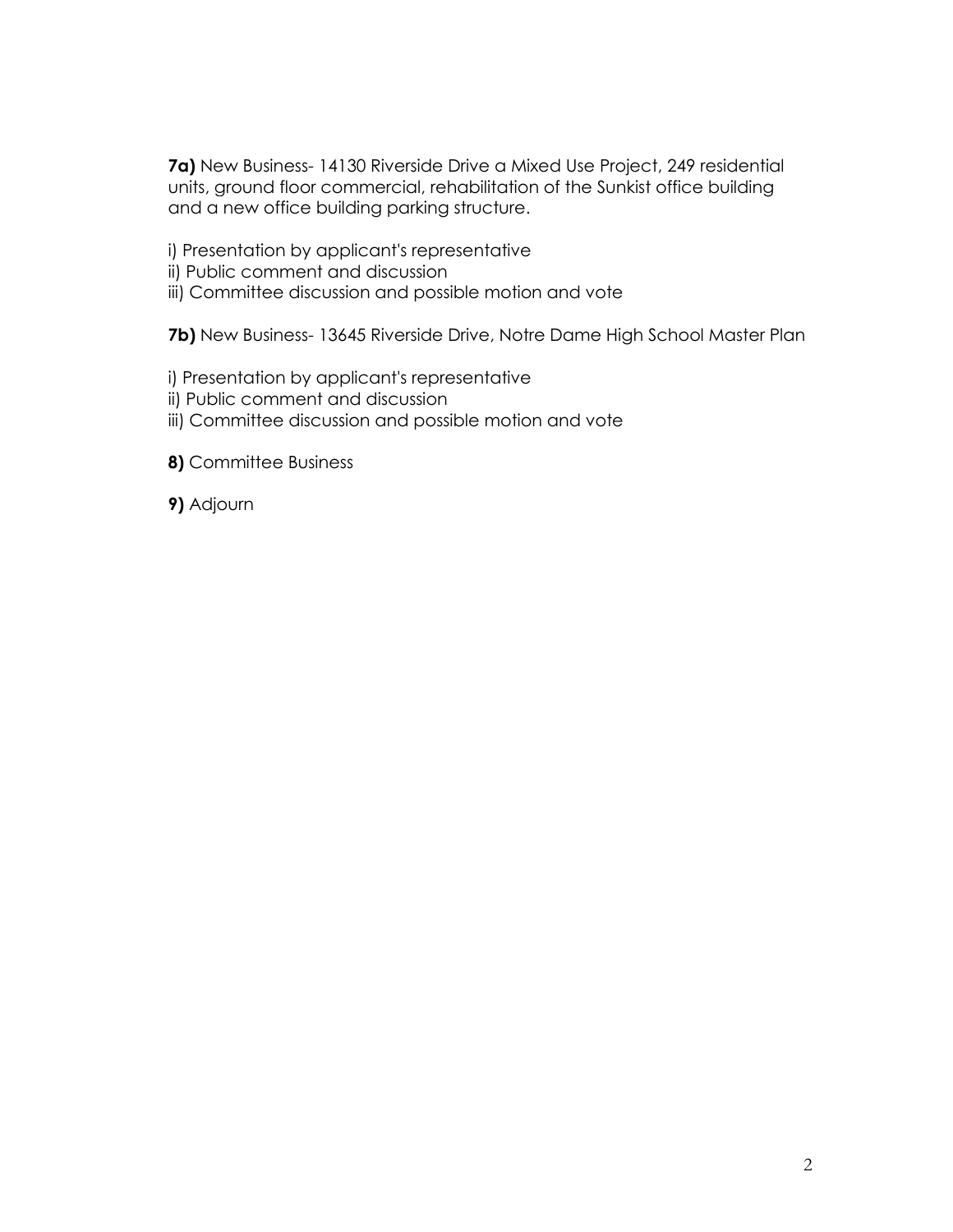**7a)** New Business- 14130 Riverside Drive a Mixed Use Project, 249 residential units, ground floor commercial, rehabilitation of the Sunkist office building and a new office building parking structure.

i) Presentation by applicant's representative
ii) Public comment and discussion
iii) Committee discussion and possible motion and vote

**7b)** New Business- 13645 Riverside Drive, Notre Dame High School Master Plan

i) Presentation by applicant's representative
ii) Public comment and discussion
iii) Committee discussion and possible motion and vote

**8)** Committee Business

**9)** Adjourn